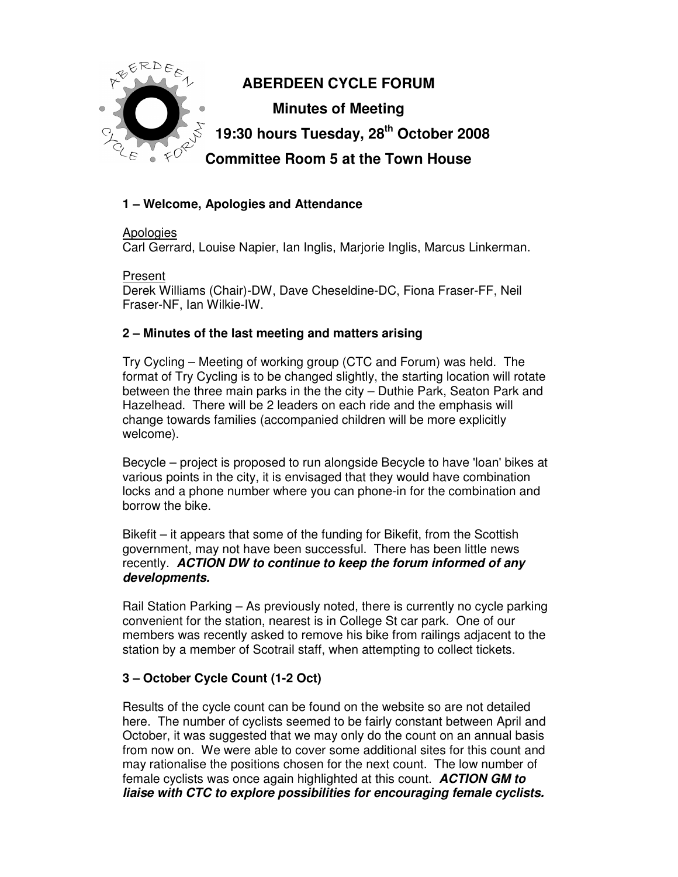# ABERDEEN CYCLE FORUM

## Minutes of Meeting

## 19:30 hours Tuesday, 28th October 2008

## Committee Room 5 at the Town House

### 1 – Welcome, Apologies and Attendance

Apologies
Carl Gerrard, Louise Napier, Ian Inglis, Marjorie Inglis, Marcus Linkerman.

Present
Derek Williams (Chair)-DW, Dave Cheseldine-DC, Fiona Fraser-FF, Neil Fraser-NF, Ian Wilkie-IW.

### 2 – Minutes of the last meeting and matters arising

Try Cycling – Meeting of working group (CTC and Forum) was held. The format of Try Cycling is to be changed slightly, the starting location will rotate between the three main parks in the the city – Duthie Park, Seaton Park and Hazelhead. There will be 2 leaders on each ride and the emphasis will change towards families (accompanied children will be more explicitly welcome).

Becycle – project is proposed to run alongside Becycle to have 'loan' bikes at various points in the city, it is envisaged that they would have combination locks and a phone number where you can phone-in for the combination and borrow the bike.

Bikefit – it appears that some of the funding for Bikefit, from the Scottish government, may not have been successful. There has been little news recently. ***ACTION DW to continue to keep the forum informed of any developments.***

Rail Station Parking – As previously noted, there is currently no cycle parking convenient for the station, nearest is in College St car park. One of our members was recently asked to remove his bike from railings adjacent to the station by a member of Scotrail staff, when attempting to collect tickets.

### 3 – October Cycle Count (1-2 Oct)

Results of the cycle count can be found on the website so are not detailed here. The number of cyclists seemed to be fairly constant between April and October, it was suggested that we may only do the count on an annual basis from now on. We were able to cover some additional sites for this count and may rationalise the positions chosen for the next count. The low number of female cyclists was once again highlighted at this count. ***ACTION GM to liaise with CTC to explore possibilities for encouraging female cyclists.***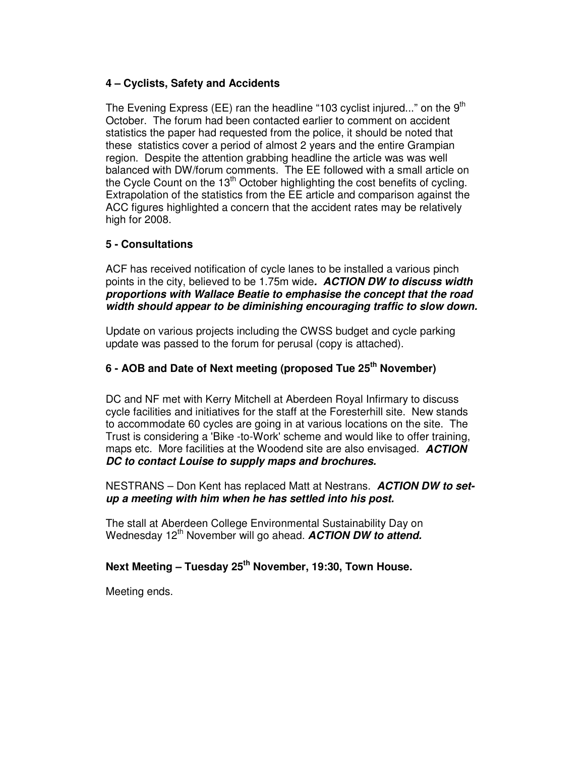### 4 – Cyclists, Safety and Accidents

The Evening Express (EE) ran the headline "103 cyclist injured..." on the 9th October. The forum had been contacted earlier to comment on accident statistics the paper had requested from the police, it should be noted that these statistics cover a period of almost 2 years and the entire Grampian region. Despite the attention grabbing headline the article was was well balanced with DW/forum comments. The EE followed with a small article on the Cycle Count on the 13th October highlighting the cost benefits of cycling. Extrapolation of the statistics from the EE article and comparison against the ACC figures highlighted a concern that the accident rates may be relatively high for 2008.

### 5 - Consultations

ACF has received notification of cycle lanes to be installed a various pinch points in the city, believed to be 1.75m wide***. ACTION DW to discuss width proportions with Wallace Beatie to emphasise the concept that the road width should appear to be diminishing encouraging traffic to slow down.***

Update on various projects including the CWSS budget and cycle parking update was passed to the forum for perusal (copy is attached).

### 6 - AOB and Date of Next meeting (proposed Tue 25th November)

DC and NF met with Kerry Mitchell at Aberdeen Royal Infirmary to discuss cycle facilities and initiatives for the staff at the Foresterhill site. New stands to accommodate 60 cycles are going in at various locations on the site. The Trust is considering a 'Bike -to-Work' scheme and would like to offer training, maps etc. More facilities at the Woodend site are also envisaged. ***ACTION DC to contact Louise to supply maps and brochures.***

NESTRANS – Don Kent has replaced Matt at Nestrans. ***ACTION DW to set-up a meeting with him when he has settled into his post.***

The stall at Aberdeen College Environmental Sustainability Day on Wednesday 12th November will go ahead. ***ACTION DW to attend.***

### Next Meeting – Tuesday 25th November, 19:30, Town House.

Meeting ends.